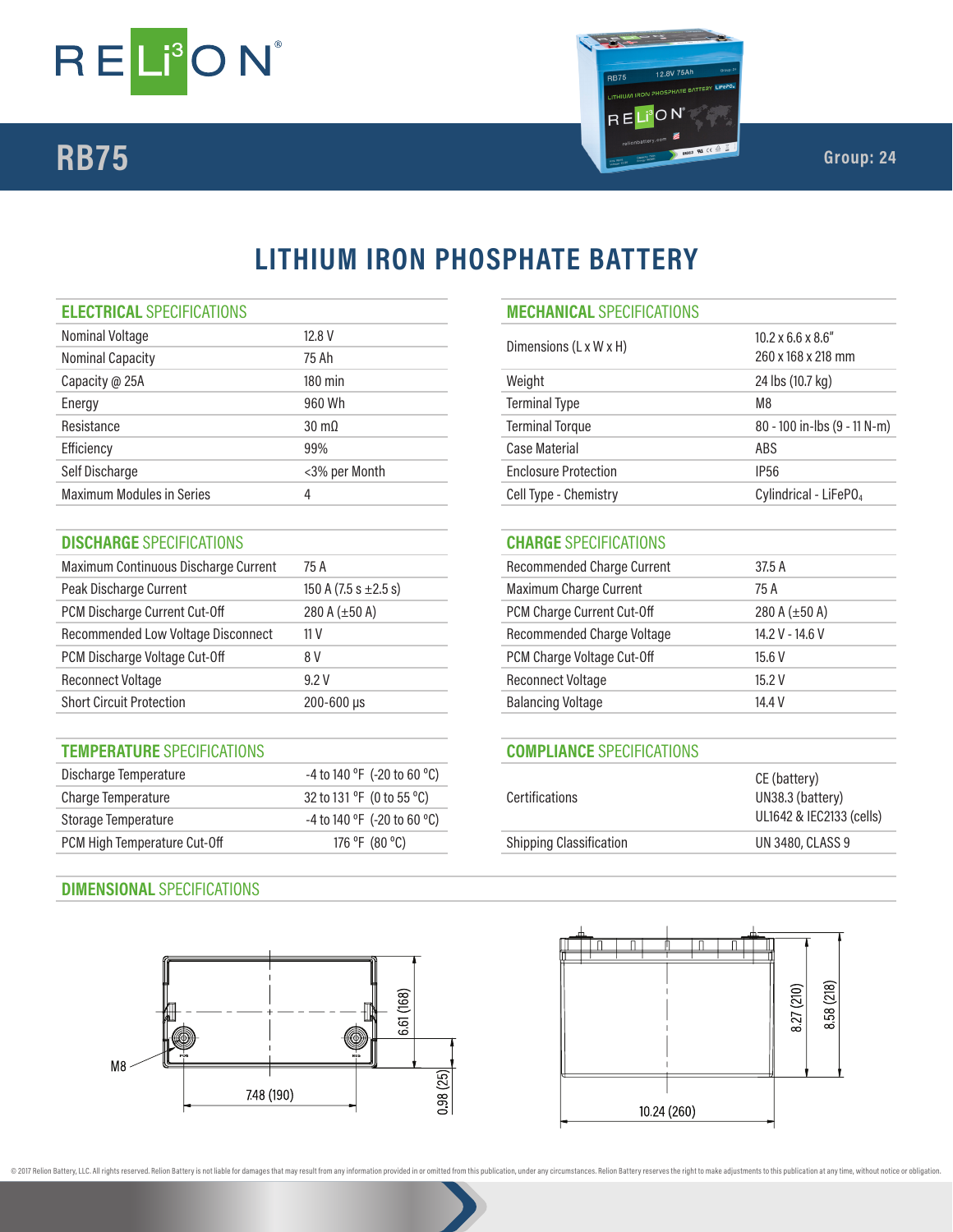# RELiON

## RB75

Group: 24

# LITHIUM IRON PHOSPHATE BATTERY

## ELECTRICAL SPECIFICATIONS

| | |
|---|---|
| Nominal Voltage | 12.8 V |
| Nominal Capacity | 75 Ah |
| Capacity @ 25A | 180 min |
| Energy | 960 Wh |
| Resistance | 30 mΩ |
| Efficiency | 99% |
| Self Discharge | <3% per Month |
| Maximum Modules in Series | 4 |

## MECHANICAL SPECIFICATIONS

| | |
|---|---|
| Dimensions (L x W x H) | 10.2 x 6.6 x 8.6" 260 x 168 x 218 mm |
| Weight | 24 lbs (10.7 kg) |
| Terminal Type | M8 |
| Terminal Torque | 80 - 100 in-lbs (9 - 11 N-m) |
| Case Material | ABS |
| Enclosure Protection | IP56 |
| Cell Type - Chemistry | Cylindrical - $LiFePO_4$ |

## DISCHARGE SPECIFICATIONS

| | |
|---|---|
| Maximum Continuous Discharge Current | 75 A |
| Peak Discharge Current | 150 A (7.5 s ±2.5 s) |
| PCM Discharge Current Cut-Off | 280 A (±50 A) |
| Recommended Low Voltage Disconnect | 11 V |
| PCM Discharge Voltage Cut-Off | 8 V |
| Reconnect Voltage | 9.2 V |
| Short Circuit Protection | 200-600 µs |

## CHARGE SPECIFICATIONS

| | |
|---|---|
| Recommended Charge Current | 37.5 A |
| Maximum Charge Current | 75 A |
| PCM Charge Current Cut-Off | 280 A (±50 A) |
| Recommended Charge Voltage | 14.2 V - 14.6 V |
| PCM Charge Voltage Cut-Off | 15.6 V |
| Reconnect Voltage | 15.2 V |
| Balancing Voltage | 14.4 V |

## TEMPERATURE SPECIFICATIONS

| | |
|---|---|
| Discharge Temperature | -4 to 140 °F (-20 to 60 °C) |
| Charge Temperature | 32 to 131 °F (0 to 55 °C) |
| Storage Temperature | -4 to 140 °F (-20 to 60 °C) |
| PCM High Temperature Cut-Off | 176 °F (80 °C) |

## COMPLIANCE SPECIFICATIONS

| | |
|---|---|
| Certifications | CE (battery) UN38.3 (battery) UL1642 & IEC2133 (cells) |
| Shipping Classification | UN 3480, CLASS 9 |

## DIMENSIONAL SPECIFICATIONS

M8

7.48 (190)

6.61 (168)

0.98 (25)

10.24 (260)

8.27 (210)

8.58 (218)

© 2017 Relion Battery, LLC. All rights reserved. Relion Battery is not liable for damages that may result from any information provided in or omitted from this publication, under any circumstances. Relion Battery reserves the right to make adjustments to this publication at any time, without notice or obligation.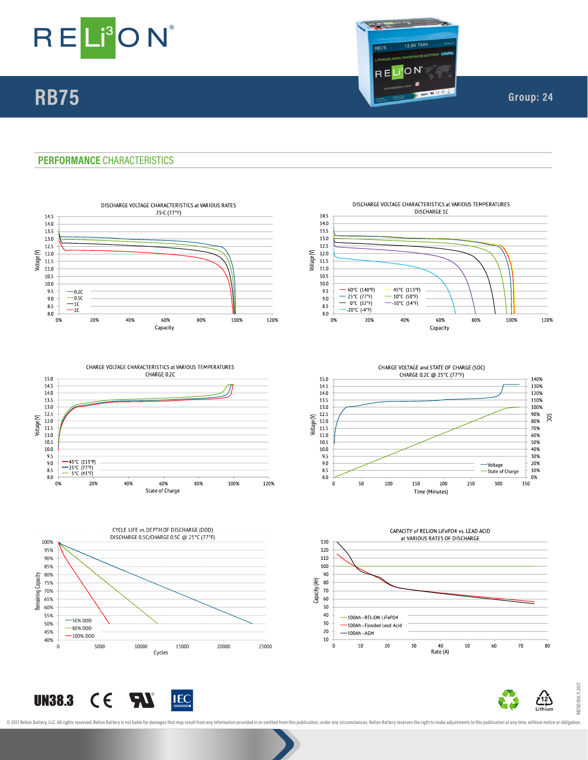# RB75

Group: 24

## PERFORMANCE CHARACTERISTICS

DISCHARGE VOLTAGE CHARACTERISTICS at VARIOUS RATES
25°C (77°F)

Voltage (V)
14.5
14.0
13.5
13.0
12.5
12.0
11.5
11.0
10.5
10.0
9.5
9.0
8.5
8.0

0.2C
0.5C
1C
2C

0% 20% 40% 60% 80% 100% 120%
Capacity

DISCHARGE VOLTAGE CHARACTERISTICS at VARIOUS TEMPERATURES
DISCHARGE 1C

Voltage (V)
14.5
14.0
13.5
13.0
12.5
12.0
11.5
11.0
10.5
10.0
9.5
9.0
8.5
8.0

60°C (140°F)
45°C (113°F)
25°C (77°F)
10°C (50°F)
0°C (32°F)
-10°C (14°F)
-20°C (-4°F)

0% 20% 40% 60% 80% 100% 120%
Capacity

CHARGE VOLTAGE CHARACTERISTICS at VARIOUS TEMPERATURES
CHARGE 0.2C

Voltage (V)
15.0
14.5
14.0
13.5
13.0
12.5
12.0
11.5
11.0
10.5
10.0
9.5
9.0
8.5
8.0

45°C (113°F)
25°C (77°F)
5°C (41°F)

0% 20% 40% 60% 80% 100% 120%
State of Charge

CHARGE VOLTAGE and STATE OF CHARGE (SOC)
CHARGE 0.2C @ 25°C (77°F)

Voltage (V)
15.0
14.5
14.0
13.5
13.0
12.5
12.0
11.5
11.0
10.5
10.0
9.5
9.0
8.5
8.0

SOC
140%
130%
120%
110%
100%
90%
80%
70%
60%
50%
40%
30%
20%
10%
0%

Voltage
State of Charge

0 50 100 150 200 250 300 350
Time (Minutes)

CYCLE LIFE vs. DEPTH OF DISCHARGE (DOD)
DISCHARGE 0.5C/CHARGE 0.5C @ 25°C (77°F)

Remaining Capacity
100%
95%
90%
85%
80%
75%
70%
65%
60%
55%
50%
45%
40%

50% DOD
80% DOD
100% DOD

0 5000 10000 15000 20000 25000
Cycles

CAPACITY of RELiON LiFePO4 vs. LEAD ACID
at VARIOUS RATES OF DISCHARGE

Capacity (Ah)
130
120
110
100
90
80
70
60
50
40
30
20
10

100Ah - RELiON LiFePO4
100Ah - Flooded Lead Acid
100Ah - AGM

0 10 20 30 40 50 60 70 80
Rate (A)

UN38.3

Lithium

RB75DS06.11.2017

© 2017 Relion Battery, LLC. All rights reserved. Relion Battery is not liable for damages that may result from any information provided in or omitted from this publication, under any circumstances. Relion Battery reserves the right to make adjustments to this publication at any time, without notice or obligation.